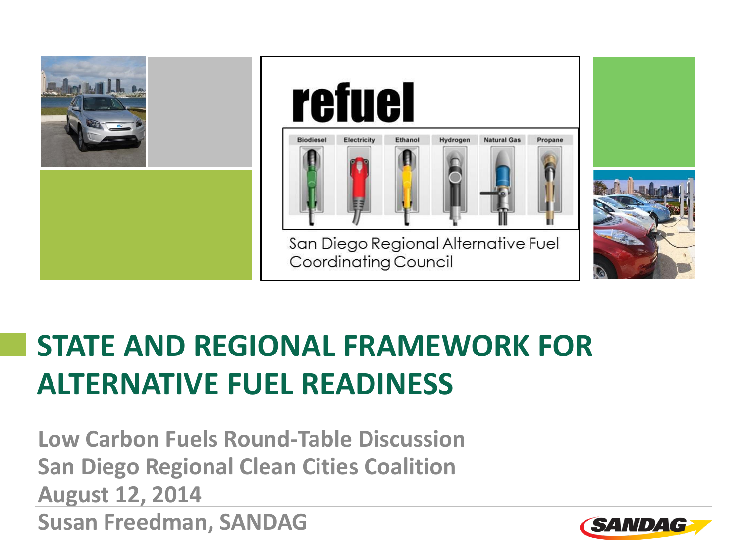refuel

Biodiesel | Electricity | Ethanol | Hydrogen | Natural Gas | Propane

San Diego Regional Alternative Fuel Coordinating Council

# STATE AND REGIONAL FRAMEWORK FOR ALTERNATIVE FUEL READINESS

**Low Carbon Fuels Round-Table Discussion**
**San Diego Regional Clean Cities Coalition**
**August 12, 2014**
**Susan Freedman, SANDAG**

SANDAG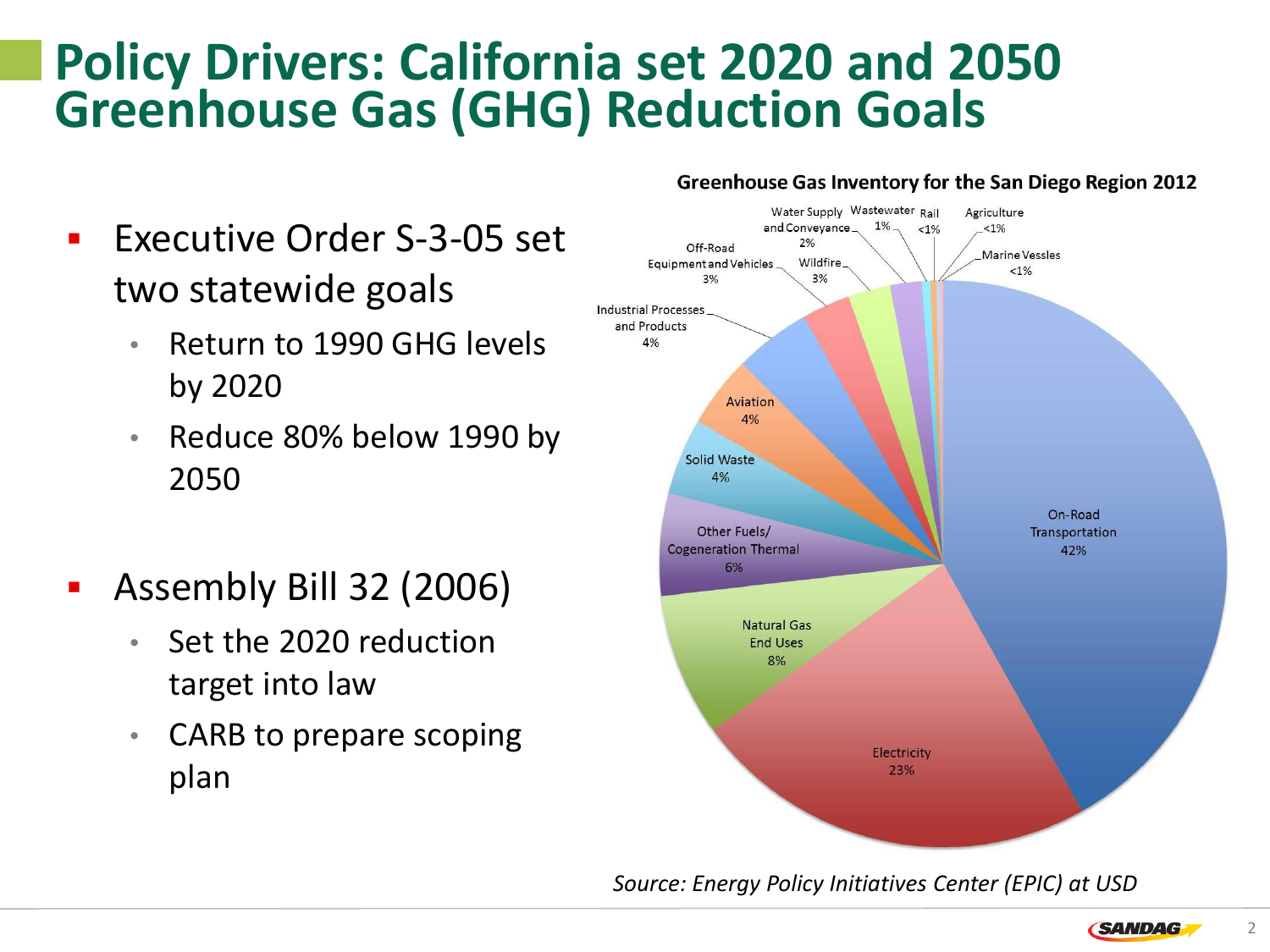# Policy Drivers: California set 2020 and 2050 Greenhouse Gas (GHG) Reduction Goals

- Executive Order S-3-05 set two statewide goals
  - Return to 1990 GHG levels by 2020
  - Reduce 80% below 1990 by 2050
- Assembly Bill 32 (2006)
  - Set the 2020 reduction target into law
  - CARB to prepare scoping plan

**Greenhouse Gas Inventory for the San Diego Region 2012**

| Sector | Share |
| --- | --- |
| On-Road Transportation | 42% |
| Electricity | 23% |
| Natural Gas End Uses | 8% |
| Other Fuels/ Cogeneration Thermal | 6% |
| Solid Waste | 4% |
| Aviation | 4% |
| Industrial Processes and Products | 4% |
| Off-Road Equipment and Vehicles | 3% |
| Wildfire | 3% |
| Water Supply and Conveyance | 2% |
| Wastewater | 1% |
| Rail | <1% |
| Agriculture | <1% |
| Marine Vessles | <1% |

*Source: Energy Policy Initiatives Center (EPIC) at USD*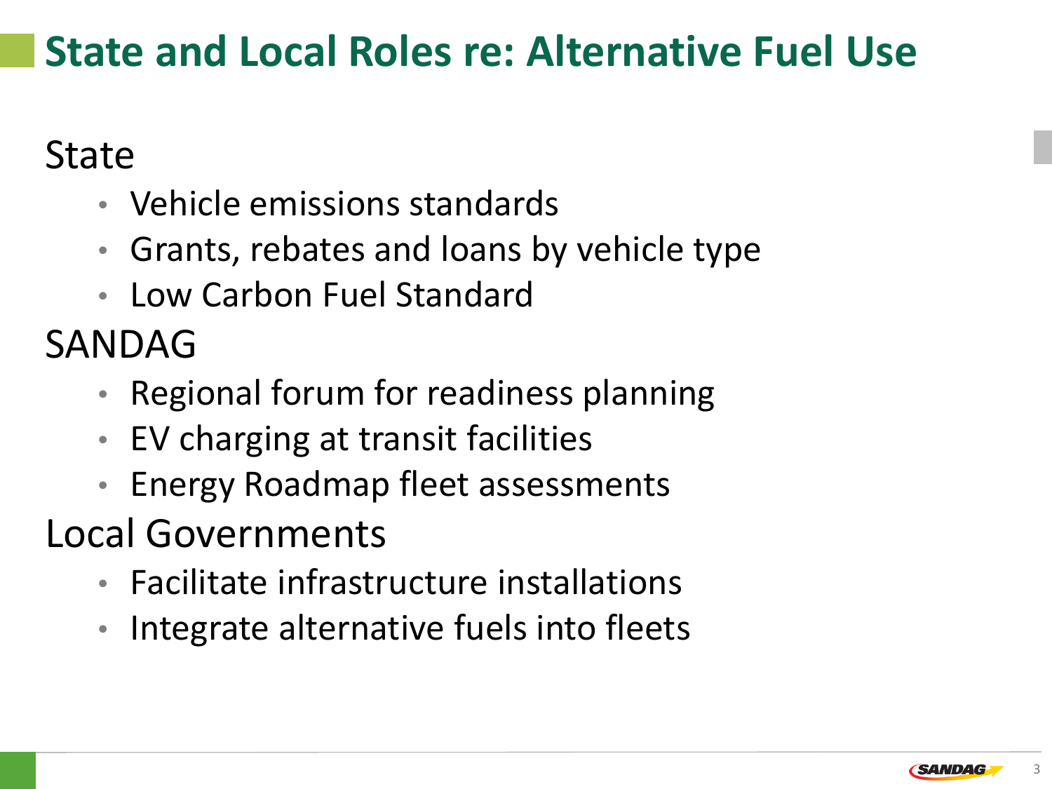# State and Local Roles re: Alternative Fuel Use

State

- Vehicle emissions standards
- Grants, rebates and loans by vehicle type
- Low Carbon Fuel Standard

SANDAG

- Regional forum for readiness planning
- EV charging at transit facilities
- Energy Roadmap fleet assessments

Local Governments

- Facilitate infrastructure installations
- Integrate alternative fuels into fleets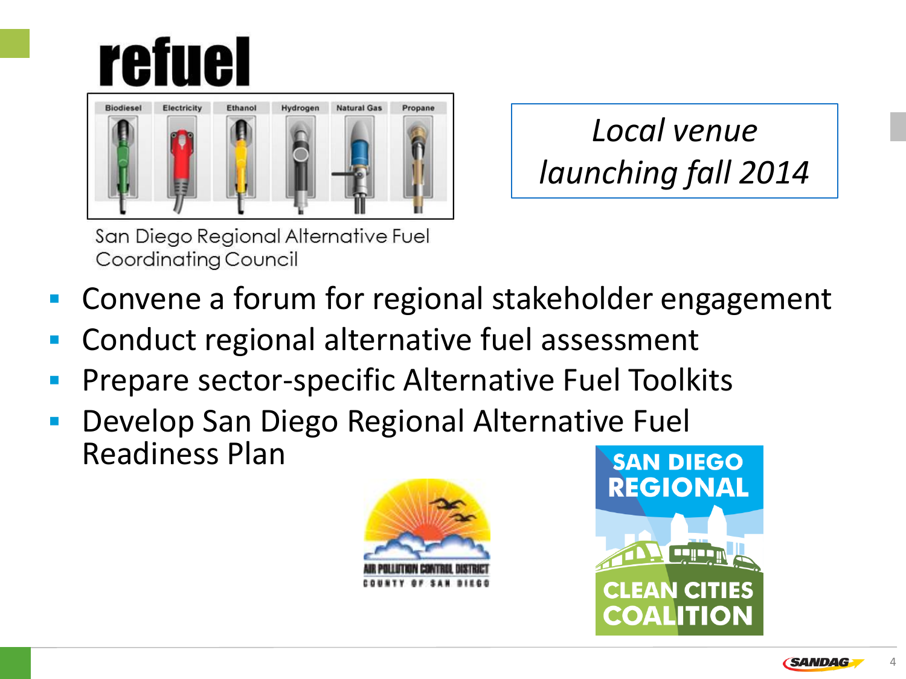# refuel

San Diego Regional Alternative Fuel Coordinating Council

*Local venue launching fall 2014*

- Convene a forum for regional stakeholder engagement
- Conduct regional alternative fuel assessment
- Prepare sector-specific Alternative Fuel Toolkits
- Develop San Diego Regional Alternative Fuel Readiness Plan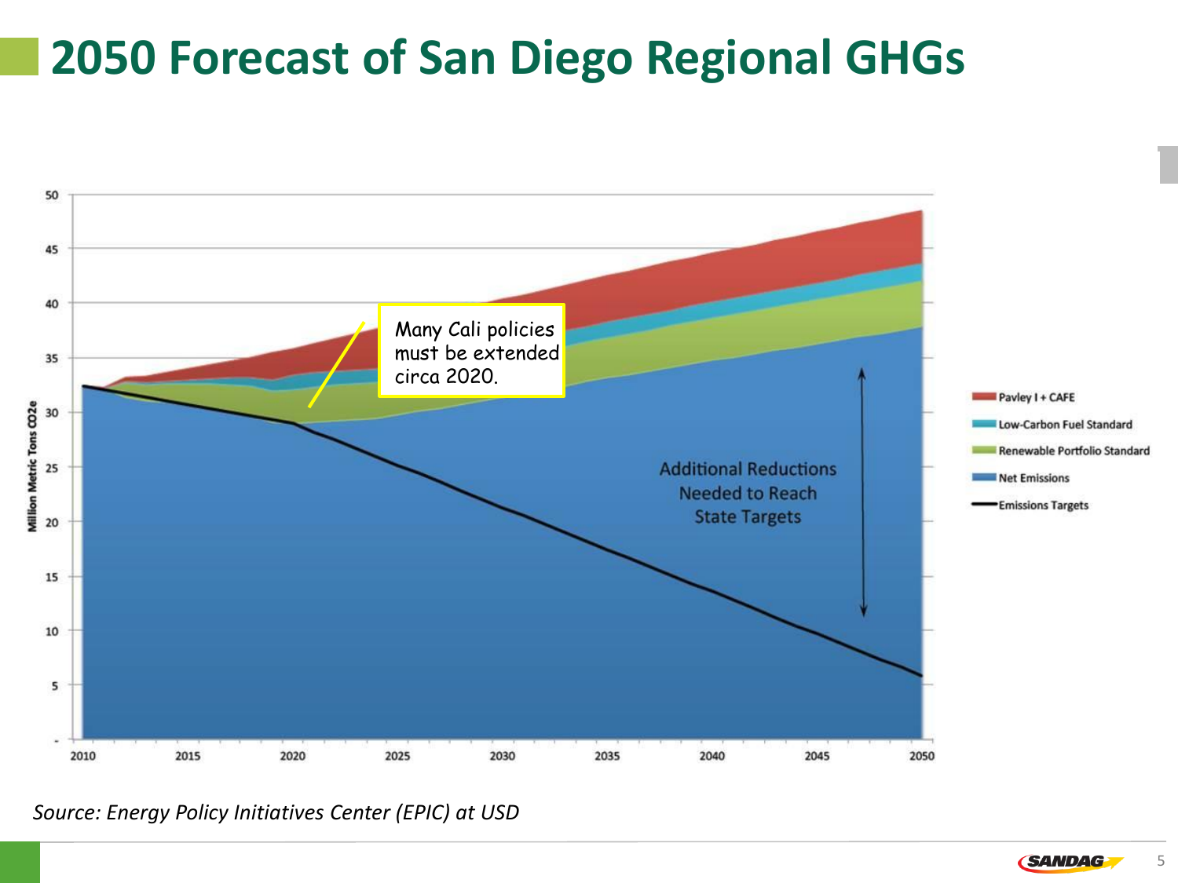# 2050 Forecast of San Diego Regional GHGs

Million Metric Tons CO2e

50
45
40
35
30
25
20
15
10
5
-

2010 2015 2020 2025 2030 2035 2040 2045 2050

Many Cali policies must be extended circa 2020.

Additional Reductions Needed to Reach State Targets

- Pavley I + CAFE
- Low-Carbon Fuel Standard
- Renewable Portfolio Standard
- Net Emissions
- Emissions Targets

*Source: Energy Policy Initiatives Center (EPIC) at USD*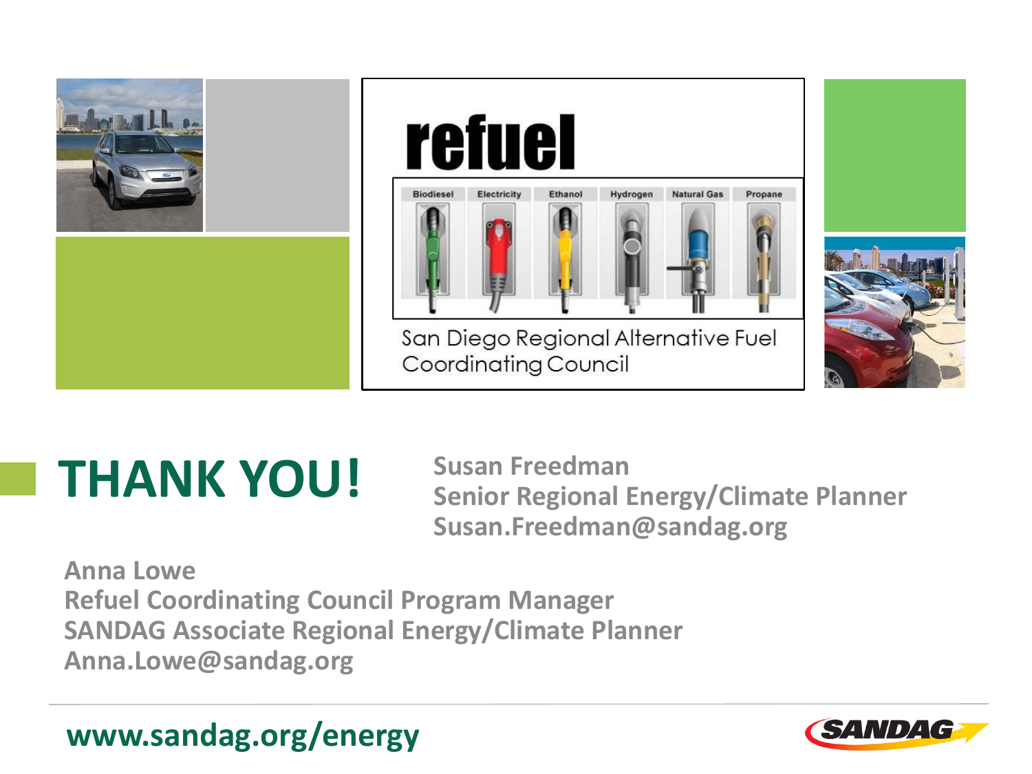# THANK YOU!

**Susan Freedman**
**Senior Regional Energy/Climate Planner**
**Susan.Freedman@sandag.org**

**Anna Lowe**
**Refuel Coordinating Council Program Manager**
**SANDAG Associate Regional Energy/Climate Planner**
**Anna.Lowe@sandag.org**

**www.sandag.org/energy**